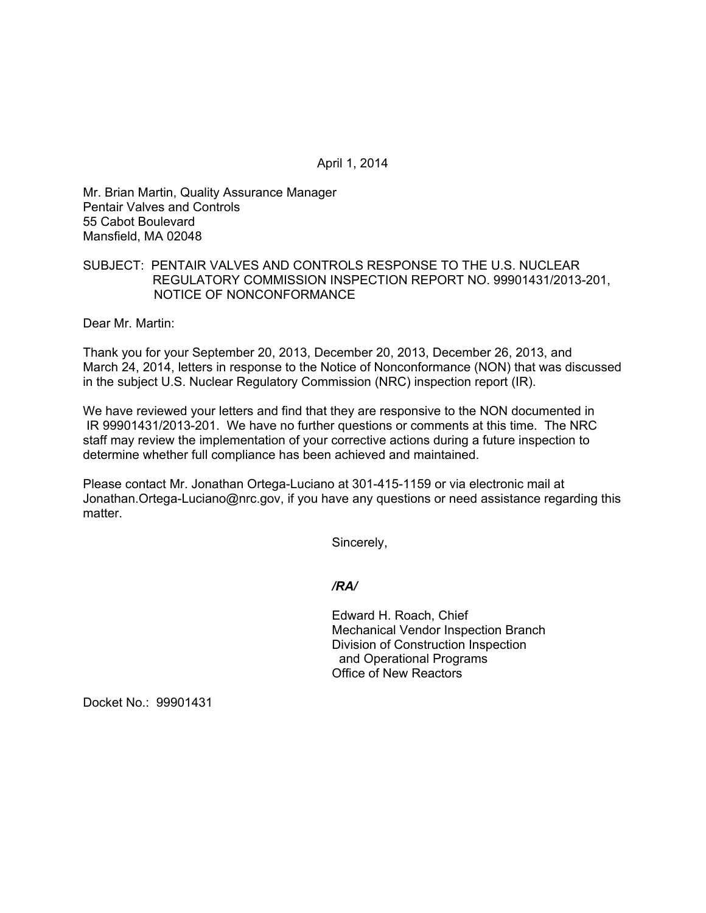April 1, 2014

Mr. Brian Martin, Quality Assurance Manager
Pentair Valves and Controls
55 Cabot Boulevard
Mansfield, MA 02048

SUBJECT: PENTAIR VALVES AND CONTROLS RESPONSE TO THE U.S. NUCLEAR REGULATORY COMMISSION INSPECTION REPORT NO. 99901431/2013-201, NOTICE OF NONCONFORMANCE

Dear Mr. Martin:

Thank you for your September 20, 2013, December 20, 2013, December 26, 2013, and March 24, 2014, letters in response to the Notice of Nonconformance (NON) that was discussed in the subject U.S. Nuclear Regulatory Commission (NRC) inspection report (IR).

We have reviewed your letters and find that they are responsive to the NON documented in IR 99901431/2013-201. We have no further questions or comments at this time. The NRC staff may review the implementation of your corrective actions during a future inspection to determine whether full compliance has been achieved and maintained.

Please contact Mr. Jonathan Ortega-Luciano at 301-415-1159 or via electronic mail at Jonathan.Ortega-Luciano@nrc.gov, if you have any questions or need assistance regarding this matter.

Sincerely,

***/RA/***

Edward H. Roach, Chief
Mechanical Vendor Inspection Branch
Division of Construction Inspection
and Operational Programs
Office of New Reactors

Docket No.: 99901431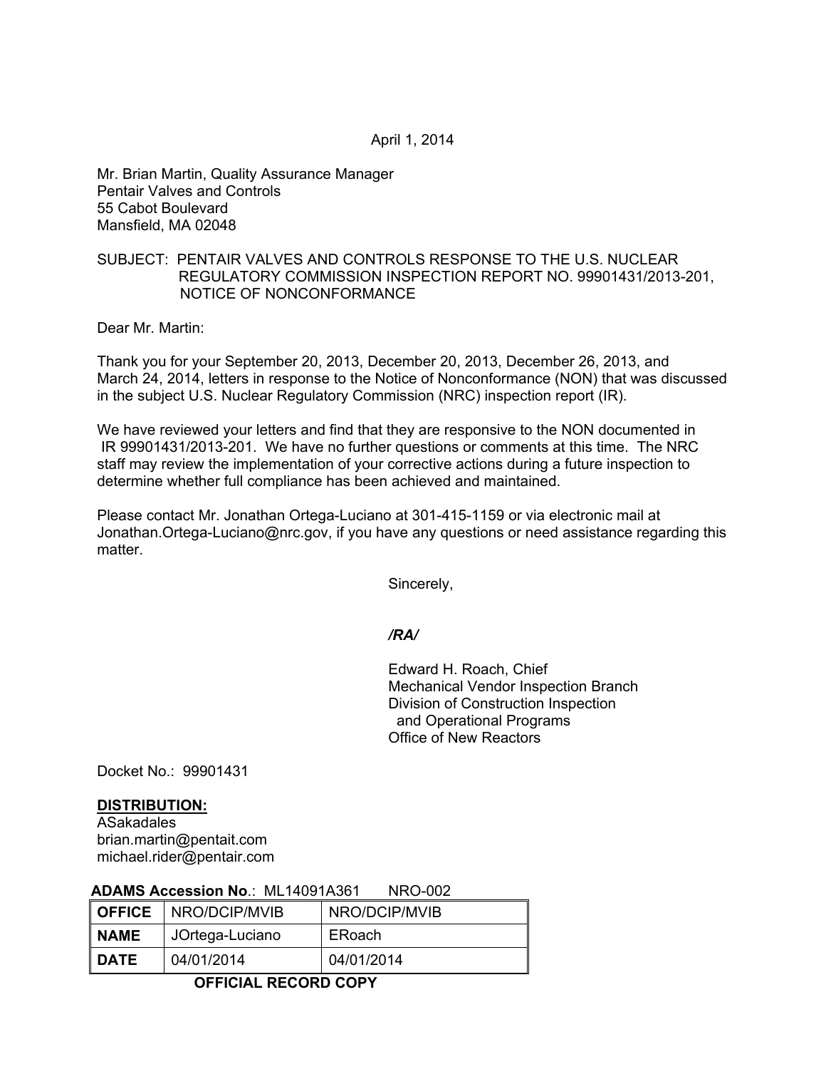April 1, 2014

Mr. Brian Martin, Quality Assurance Manager
Pentair Valves and Controls
55 Cabot Boulevard
Mansfield, MA 02048

SUBJECT: PENTAIR VALVES AND CONTROLS RESPONSE TO THE U.S. NUCLEAR REGULATORY COMMISSION INSPECTION REPORT NO. 99901431/2013-201, NOTICE OF NONCONFORMANCE

Dear Mr. Martin:

Thank you for your September 20, 2013, December 20, 2013, December 26, 2013, and March 24, 2014, letters in response to the Notice of Nonconformance (NON) that was discussed in the subject U.S. Nuclear Regulatory Commission (NRC) inspection report (IR).

We have reviewed your letters and find that they are responsive to the NON documented in IR 99901431/2013-201. We have no further questions or comments at this time. The NRC staff may review the implementation of your corrective actions during a future inspection to determine whether full compliance has been achieved and maintained.

Please contact Mr. Jonathan Ortega-Luciano at 301-415-1159 or via electronic mail at Jonathan.Ortega-Luciano@nrc.gov, if you have any questions or need assistance regarding this matter.

Sincerely,

*/RA/*

Edward H. Roach, Chief
Mechanical Vendor Inspection Branch
Division of Construction Inspection
and Operational Programs
Office of New Reactors

Docket No.: 99901431

**DISTRIBUTION:**
ASakadales
brian.martin@pentait.com
michael.rider@pentair.com

**ADAMS Accession No**.: ML14091A361 NRO-002

| **OFFICE** | NRO/DCIP/MVIB | NRO/DCIP/MVIB |
|---|---|---|
| **NAME** | JOrtega-Luciano | ERoach |
| **DATE** | 04/01/2014 | 04/01/2014 |

**OFFICIAL RECORD COPY**